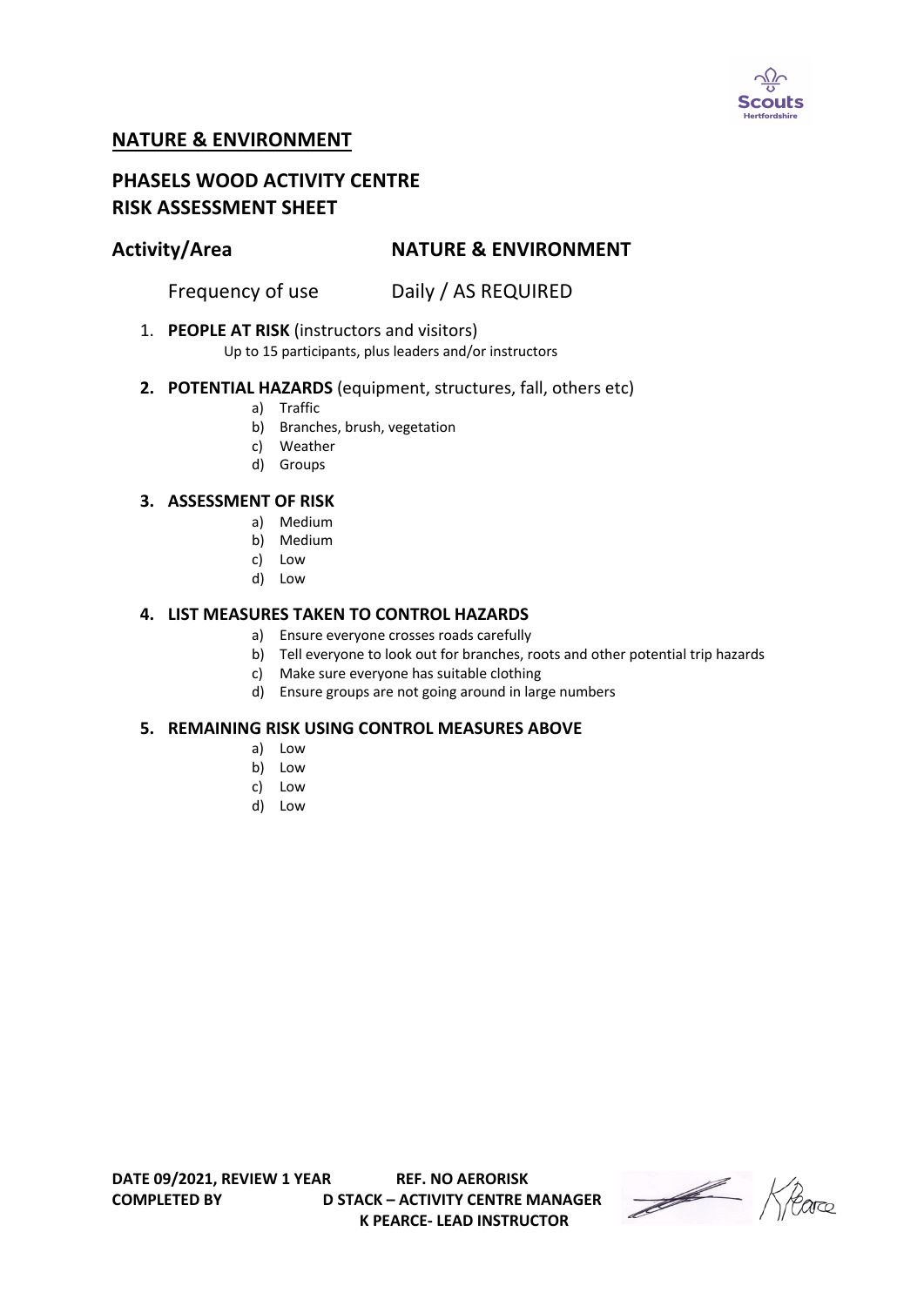## NATURE & ENVIRONMENT

## PHASELS WOOD ACTIVITY CENTRE
## RISK ASSESSMENT SHEET

**Activity/Area** **NATURE & ENVIRONMENT**

Frequency of use Daily / AS REQUIRED

1. **PEOPLE AT RISK** (instructors and visitors)
   Up to 15 participants, plus leaders and/or instructors

2. **POTENTIAL HAZARDS** (equipment, structures, fall, others etc)
   a) Traffic
   b) Branches, brush, vegetation
   c) Weather
   d) Groups

3. **ASSESSMENT OF RISK**
   a) Medium
   b) Medium
   c) Low
   d) Low

4. **LIST MEASURES TAKEN TO CONTROL HAZARDS**
   a) Ensure everyone crosses roads carefully
   b) Tell everyone to look out for branches, roots and other potential trip hazards
   c) Make sure everyone has suitable clothing
   d) Ensure groups are not going around in large numbers

5. **REMAINING RISK USING CONTROL MEASURES ABOVE**
   a) Low
   b) Low
   c) Low
   d) Low

**DATE 09/2021, REVIEW 1 YEAR** **REF. NO AERORISK**
**COMPLETED BY** **D STACK – ACTIVITY CENTRE MANAGER**
**K PEARCE- LEAD INSTRUCTOR**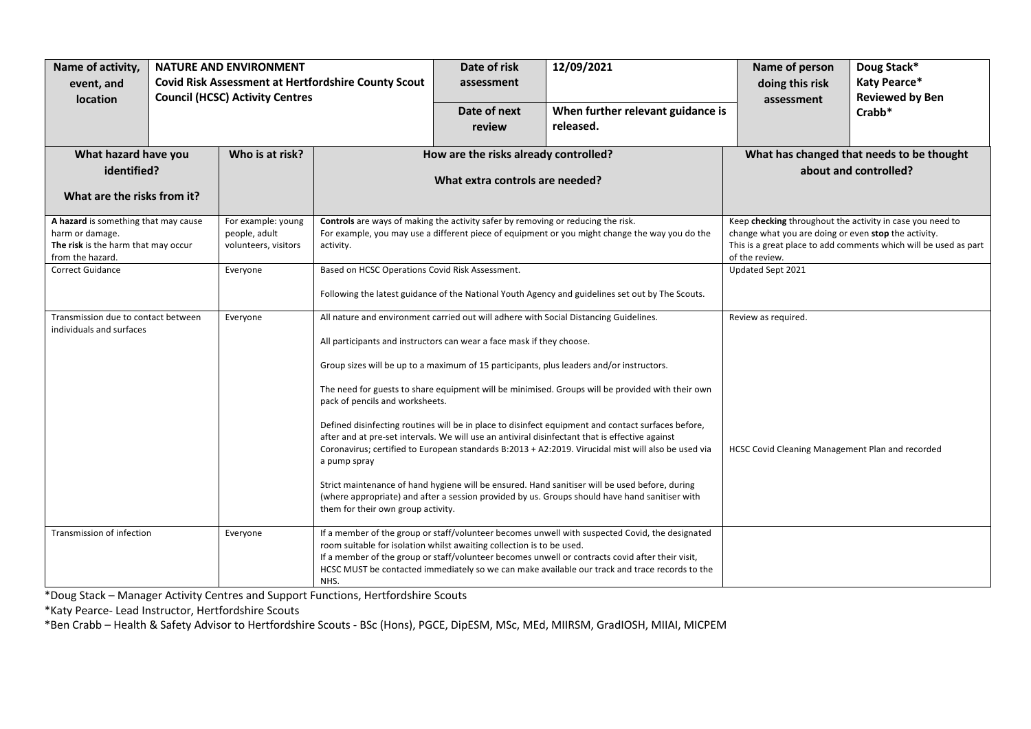| Name of activity, event, and location | NATURE AND ENVIRONMENT<br>Covid Risk Assessment at Hertfordshire County Scout Council (HCSC) Activity Centres | Date of risk assessment | 12/09/2021 | Name of person doing this risk assessment | Doug Stack*<br>Katy Pearce*<br>Reviewed by Ben Crabb* |
|---|---|---|---|---|---|
| | | Date of next review | When further relevant guidance is released. | | |

| What hazard have you identified?<br><br>What are the risks from it? | Who is at risk? | How are the risks already controlled?<br><br>What extra controls are needed? | What has changed that needs to be thought about and controlled? |
|---|---|---|---|
| **A hazard** is something that may cause harm or damage.<br>**The risk** is the harm that may occur from the hazard. | For example: young people, adult volunteers, visitors | **Controls** are ways of making the activity safer by removing or reducing the risk.<br>For example, you may use a different piece of equipment or you might change the way you do the activity. | Keep **checking** throughout the activity in case you need to change what you are doing or even **stop** the activity.<br>This is a great place to add comments which will be used as part of the review. |
| Correct Guidance | Everyone | Based on HCSC Operations Covid Risk Assessment.<br><br>Following the latest guidance of the National Youth Agency and guidelines set out by The Scouts. | Updated Sept 2021 |
| Transmission due to contact between individuals and surfaces | Everyone | All nature and environment carried out will adhere with Social Distancing Guidelines.<br><br>All participants and instructors can wear a face mask if they choose.<br><br>Group sizes will be up to a maximum of 15 participants, plus leaders and/or instructors.<br><br>The need for guests to share equipment will be minimised. Groups will be provided with their own pack of pencils and worksheets.<br><br>Defined disinfecting routines will be in place to disinfect equipment and contact surfaces before, after and at pre-set intervals. We will use an antiviral disinfectant that is effective against Coronavirus; certified to European standards B:2013 + A2:2019. Virucidal mist will also be used via a pump spray<br><br>Strict maintenance of hand hygiene will be ensured. Hand sanitiser will be used before, during (where appropriate) and after a session provided by us. Groups should have hand sanitiser with them for their own group activity. | Review as required.<br><br>HCSC Covid Cleaning Management Plan and recorded |
| Transmission of infection | Everyone | If a member of the group or staff/volunteer becomes unwell with suspected Covid, the designated room suitable for isolation whilst awaiting collection is to be used.<br>If a member of the group or staff/volunteer becomes unwell or contracts covid after their visit, HCSC MUST be contacted immediately so we can make available our track and trace records to the NHS. | |

*Doug Stack – Manager Activity Centres and Support Functions, Hertfordshire Scouts

*Katy Pearce- Lead Instructor, Hertfordshire Scouts

*Ben Crabb – Health & Safety Advisor to Hertfordshire Scouts - BSc (Hons), PGCE, DipESM, MSc, MEd, MIIRSM, GradIOSH, MIIAI, MICPEM